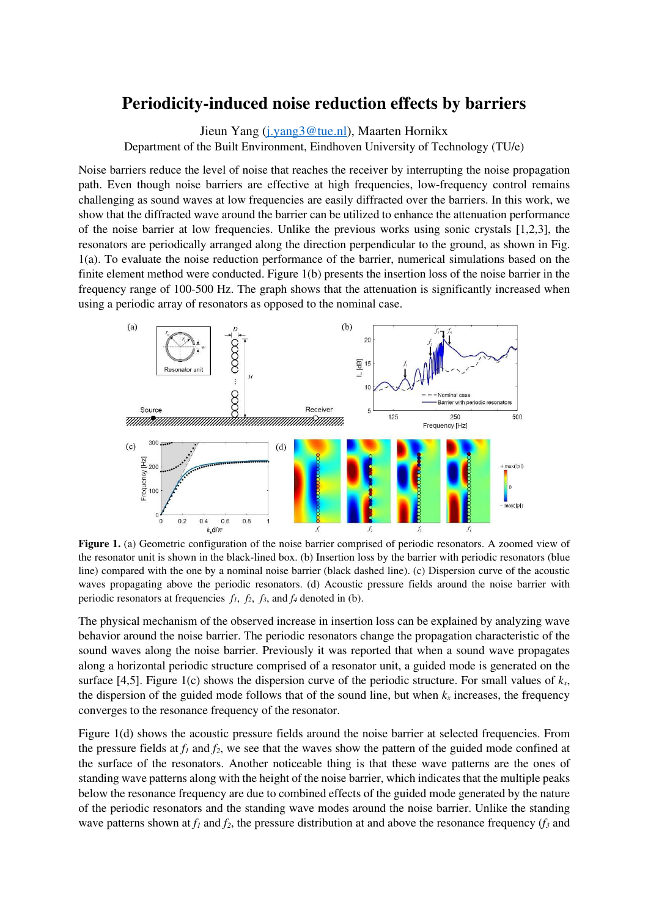# Periodicity-induced noise reduction effects by barriers

Jieun Yang (j.yang3@tue.nl), Maarten Hornikx

Department of the Built Environment, Eindhoven University of Technology (TU/e)

Noise barriers reduce the level of noise that reaches the receiver by interrupting the noise propagation path. Even though noise barriers are effective at high frequencies, low-frequency control remains challenging as sound waves at low frequencies are easily diffracted over the barriers. In this work, we show that the diffracted wave around the barrier can be utilized to enhance the attenuation performance of the noise barrier at low frequencies. Unlike the previous works using sonic crystals [1,2,3], the resonators are periodically arranged along the direction perpendicular to the ground, as shown in Fig. 1(a). To evaluate the noise reduction performance of the barrier, numerical simulations based on the finite element method were conducted. Figure 1(b) presents the insertion loss of the noise barrier in the frequency range of 100-500 Hz. The graph shows that the attenuation is significantly increased when using a periodic array of resonators as opposed to the nominal case.

**Figure 1.** (a) Geometric configuration of the noise barrier comprised of periodic resonators. A zoomed view of the resonator unit is shown in the black-lined box. (b) Insertion loss by the barrier with periodic resonators (blue line) compared with the one by a nominal noise barrier (black dashed line). (c) Dispersion curve of the acoustic waves propagating above the periodic resonators. (d) Acoustic pressure fields around the noise barrier with periodic resonators at frequencies $f_1$, $f_2$, $f_3$, and $f_4$ denoted in (b).

The physical mechanism of the observed increase in insertion loss can be explained by analyzing wave behavior around the noise barrier. The periodic resonators change the propagation characteristic of the sound waves along the noise barrier. Previously it was reported that when a sound wave propagates along a horizontal periodic structure comprised of a resonator unit, a guided mode is generated on the surface [4,5]. Figure 1(c) shows the dispersion curve of the periodic structure. For small values of $k_x$, the dispersion of the guided mode follows that of the sound line, but when $k_x$ increases, the frequency converges to the resonance frequency of the resonator.

Figure 1(d) shows the acoustic pressure fields around the noise barrier at selected frequencies. From the pressure fields at $f_1$ and $f_2$, we see that the waves show the pattern of the guided mode confined at the surface of the resonators. Another noticeable thing is that these wave patterns are the ones of standing wave patterns along with the height of the noise barrier, which indicates that the multiple peaks below the resonance frequency are due to combined effects of the guided mode generated by the nature of the periodic resonators and the standing wave modes around the noise barrier. Unlike the standing wave patterns shown at $f_1$ and $f_2$, the pressure distribution at and above the resonance frequency ($f_3$ and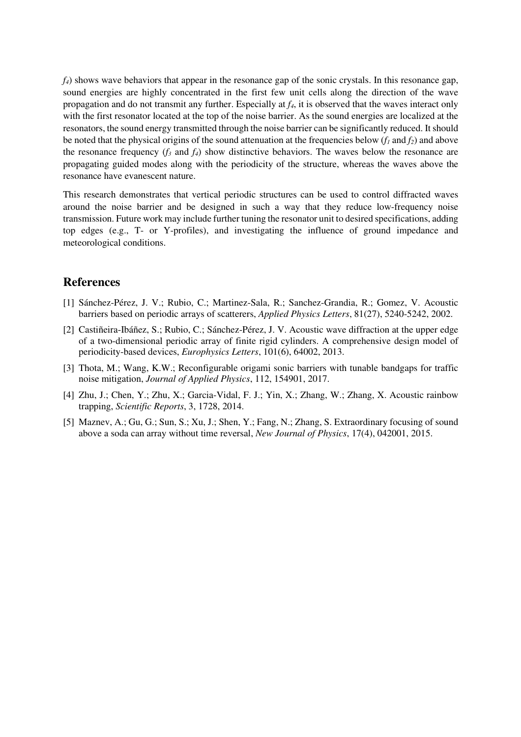$f_4$) shows wave behaviors that appear in the resonance gap of the sonic crystals. In this resonance gap, sound energies are highly concentrated in the first few unit cells along the direction of the wave propagation and do not transmit any further. Especially at $f_4$, it is observed that the waves interact only with the first resonator located at the top of the noise barrier. As the sound energies are localized at the resonators, the sound energy transmitted through the noise barrier can be significantly reduced. It should be noted that the physical origins of the sound attenuation at the frequencies below ($f_1$ and $f_2$) and above the resonance frequency ($f_3$ and $f_4$) show distinctive behaviors. The waves below the resonance are propagating guided modes along with the periodicity of the structure, whereas the waves above the resonance have evanescent nature.

This research demonstrates that vertical periodic structures can be used to control diffracted waves around the noise barrier and be designed in such a way that they reduce low-frequency noise transmission. Future work may include further tuning the resonator unit to desired specifications, adding top edges (e.g., T- or Y-profiles), and investigating the influence of ground impedance and meteorological conditions.

## References

[1] Sánchez-Pérez, J. V.; Rubio, C.; Martinez-Sala, R.; Sanchez-Grandia, R.; Gomez, V. Acoustic barriers based on periodic arrays of scatterers, *Applied Physics Letters*, 81(27), 5240-5242, 2002.

[2] Castiñeira-Ibáñez, S.; Rubio, C.; Sánchez-Pérez, J. V. Acoustic wave diffraction at the upper edge of a two-dimensional periodic array of finite rigid cylinders. A comprehensive design model of periodicity-based devices, *Europhysics Letters*, 101(6), 64002, 2013.

[3] Thota, M.; Wang, K.W.; Reconfigurable origami sonic barriers with tunable bandgaps for traffic noise mitigation, *Journal of Applied Physics*, 112, 154901, 2017.

[4] Zhu, J.; Chen, Y.; Zhu, X.; Garcia-Vidal, F. J.; Yin, X.; Zhang, W.; Zhang, X. Acoustic rainbow trapping, *Scientific Reports*, 3, 1728, 2014.

[5] Maznev, A.; Gu, G.; Sun, S.; Xu, J.; Shen, Y.; Fang, N.; Zhang, S. Extraordinary focusing of sound above a soda can array without time reversal, *New Journal of Physics*, 17(4), 042001, 2015.